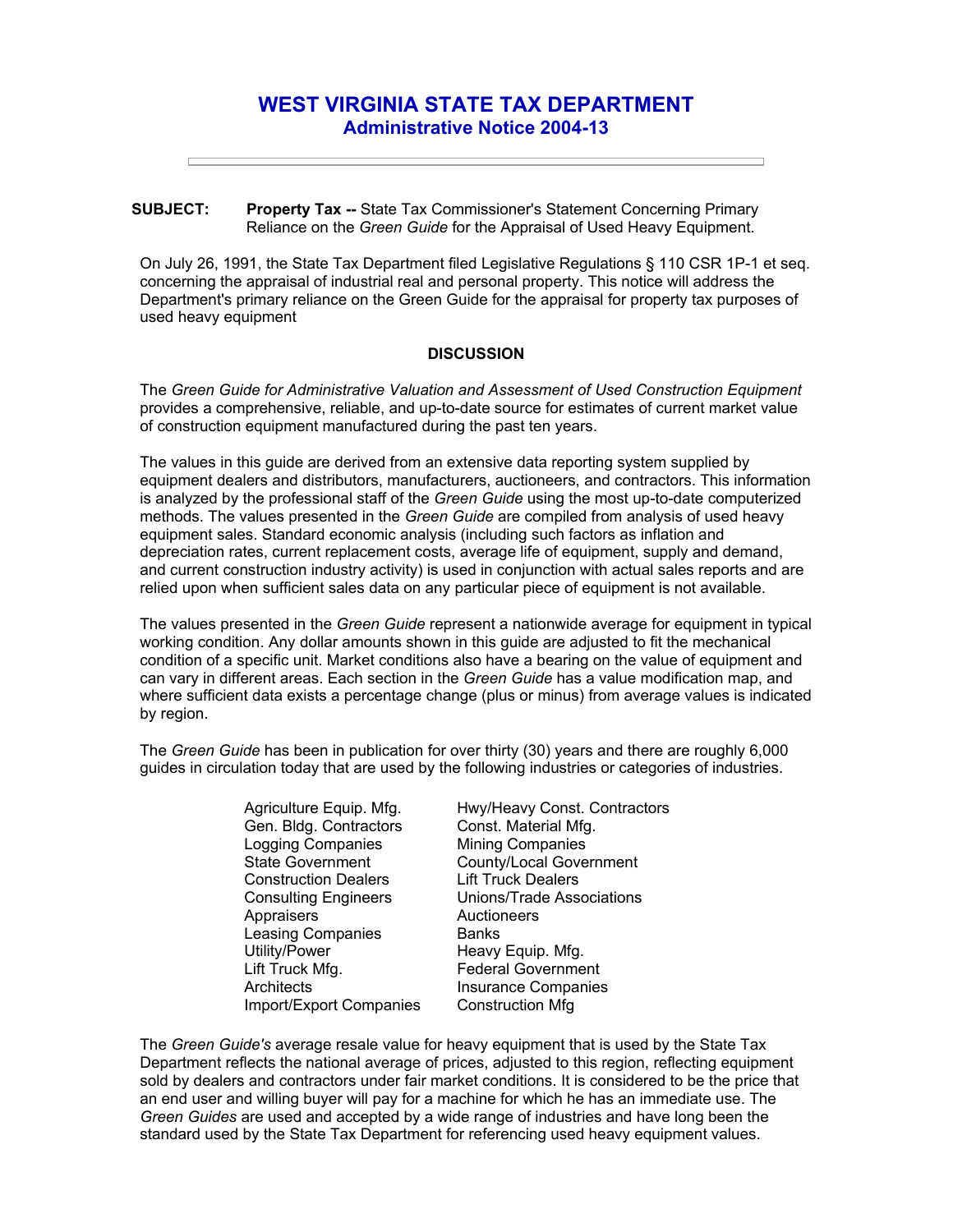# WEST VIRGINIA STATE TAX DEPARTMENT

## Administrative Notice 2004-13

---

**SUBJECT:** **Property Tax --** State Tax Commissioner's Statement Concerning Primary Reliance on the *Green Guide* for the Appraisal of Used Heavy Equipment.

On July 26, 1991, the State Tax Department filed Legislative Regulations § 110 CSR 1P-1 et seq. concerning the appraisal of industrial real and personal property. This notice will address the Department's primary reliance on the Green Guide for the appraisal for property tax purposes of used heavy equipment

**DISCUSSION**

The *Green Guide for Administrative Valuation and Assessment of Used Construction Equipment* provides a comprehensive, reliable, and up-to-date source for estimates of current market value of construction equipment manufactured during the past ten years.

The values in this guide are derived from an extensive data reporting system supplied by equipment dealers and distributors, manufacturers, auctioneers, and contractors. This information is analyzed by the professional staff of the *Green Guide* using the most up-to-date computerized methods. The values presented in the *Green Guide* are compiled from analysis of used heavy equipment sales. Standard economic analysis (including such factors as inflation and depreciation rates, current replacement costs, average life of equipment, supply and demand, and current construction industry activity) is used in conjunction with actual sales reports and are relied upon when sufficient sales data on any particular piece of equipment is not available.

The values presented in the *Green Guide* represent a nationwide average for equipment in typical working condition. Any dollar amounts shown in this guide are adjusted to fit the mechanical condition of a specific unit. Market conditions also have a bearing on the value of equipment and can vary in different areas. Each section in the *Green Guide* has a value modification map, and where sufficient data exists a percentage change (plus or minus) from average values is indicated by region.

The *Green Guide* has been in publication for over thirty (30) years and there are roughly 6,000 guides in circulation today that are used by the following industries or categories of industries.

| | |
|---|---|
| Agriculture Equip. Mfg. | Hwy/Heavy Const. Contractors |
| Gen. Bldg. Contractors | Const. Material Mfg. |
| Logging Companies | Mining Companies |
| State Government | County/Local Government |
| Construction Dealers | Lift Truck Dealers |
| Consulting Engineers | Unions/Trade Associations |
| Appraisers | Auctioneers |
| Leasing Companies | Banks |
| Utility/Power | Heavy Equip. Mfg. |
| Lift Truck Mfg. | Federal Government |
| Architects | Insurance Companies |
| Import/Export Companies | Construction Mfg |

The *Green Guide's* average resale value for heavy equipment that is used by the State Tax Department reflects the national average of prices, adjusted to this region, reflecting equipment sold by dealers and contractors under fair market conditions. It is considered to be the price that an end user and willing buyer will pay for a machine for which he has an immediate use. The *Green Guides* are used and accepted by a wide range of industries and have long been the standard used by the State Tax Department for referencing used heavy equipment values.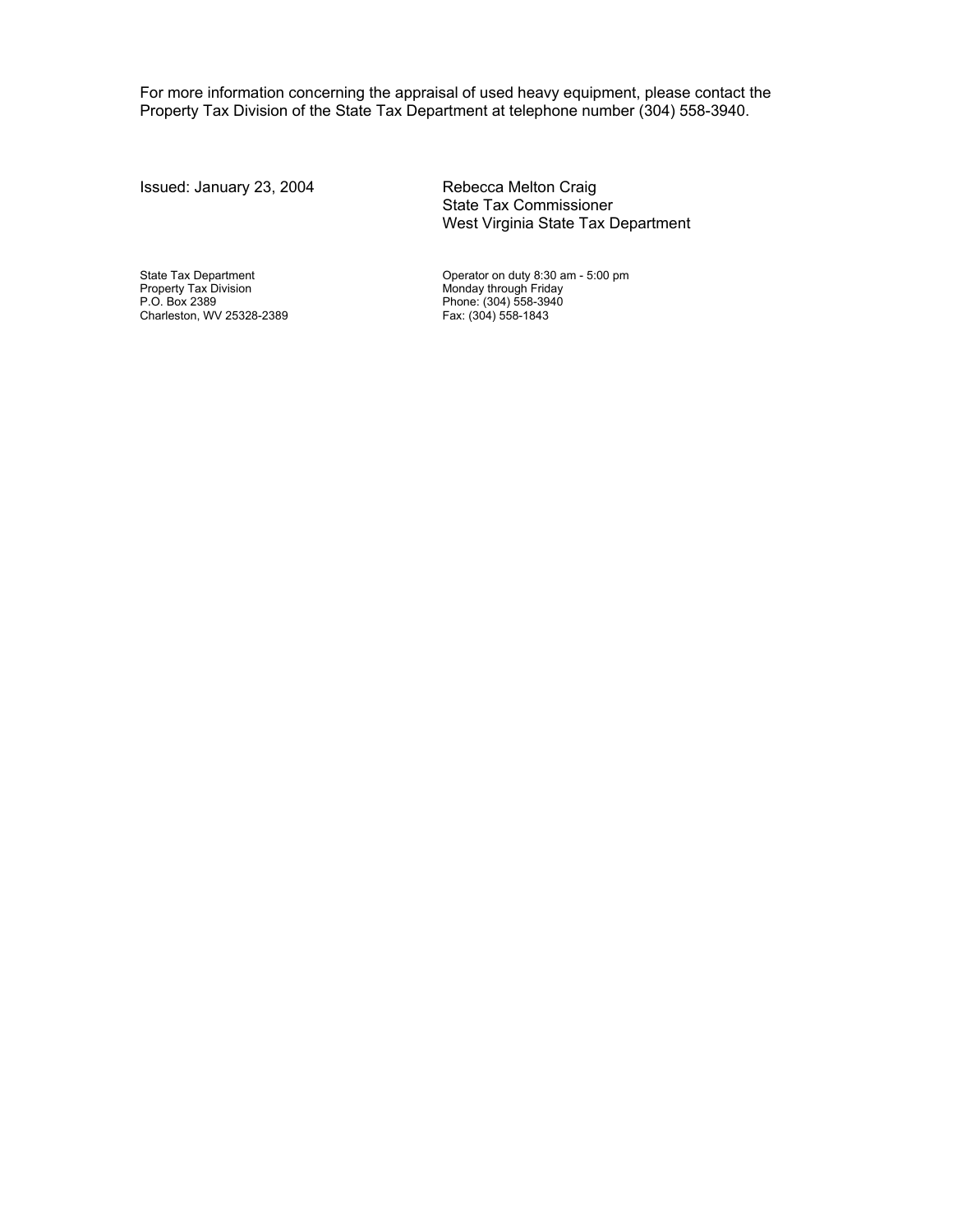For more information concerning the appraisal of used heavy equipment, please contact the Property Tax Division of the State Tax Department at telephone number (304) 558-3940.

Issued: January 23, 2004

Rebecca Melton Craig
State Tax Commissioner
West Virginia State Tax Department

State Tax Department
Property Tax Division
P.O. Box 2389
Charleston, WV 25328-2389

Operator on duty 8:30 am - 5:00 pm
Monday through Friday
Phone: (304) 558-3940
Fax: (304) 558-1843